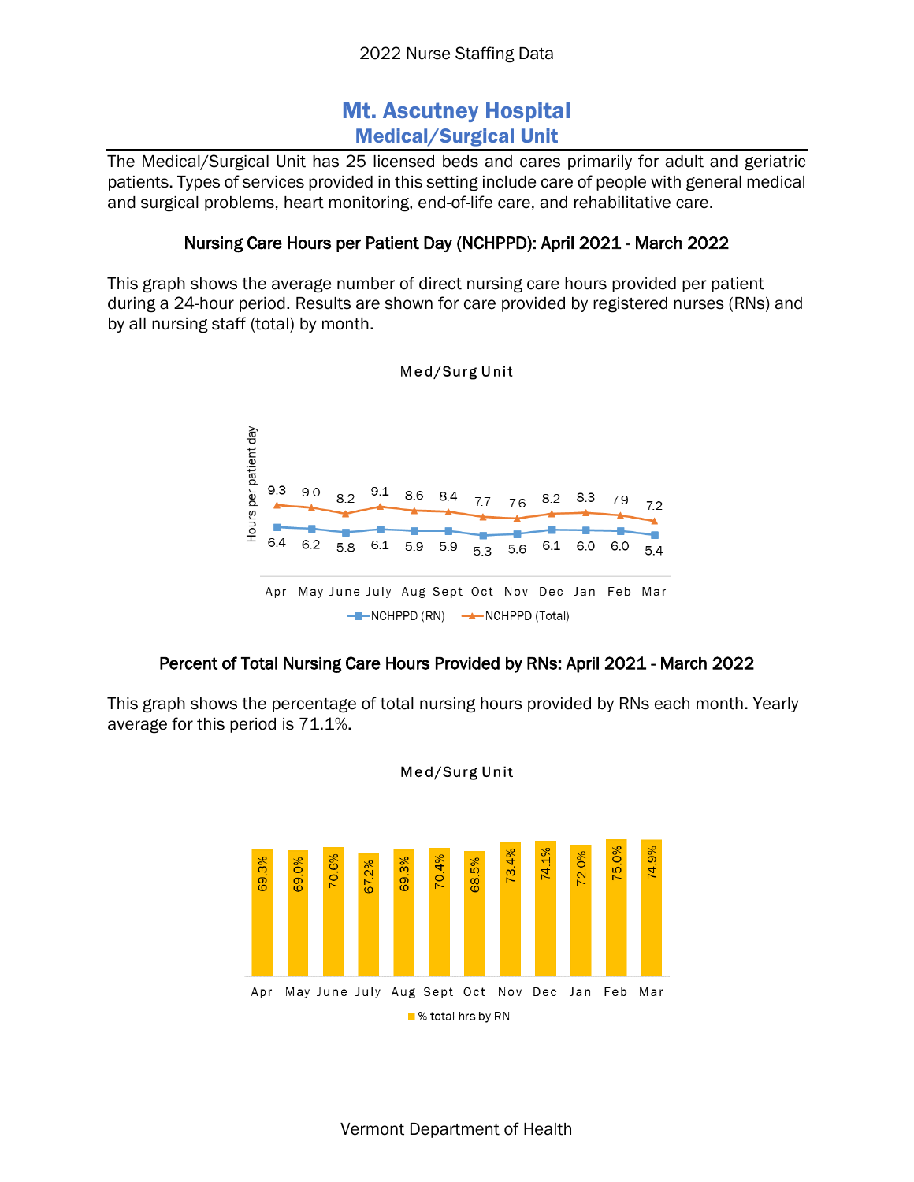2022 Nurse Staffing Data

# Mt. Ascutney Hospital
## Medical/Surgical Unit

The Medical/Surgical Unit has 25 licensed beds and cares primarily for adult and geriatric patients. Types of services provided in this setting include care of people with general medical and surgical problems, heart monitoring, end-of-life care, and rehabilitative care.

### Nursing Care Hours per Patient Day (NCHPPD): April 2021 - March 2022

This graph shows the average number of direct nursing care hours provided per patient during a 24-hour period. Results are shown for care provided by registered nurses (RNs) and by all nursing staff (total) by month.

Med/Surg Unit

| Hours per patient day | Apr | May | June | July | Aug | Sept | Oct | Nov | Dec | Jan | Feb | Mar |
|---|---|---|---|---|---|---|---|---|---|---|---|---|
| NCHPPD (RN) | 6.4 | 6.2 | 5.8 | 6.1 | 5.9 | 5.9 | 5.3 | 5.6 | 6.1 | 6.0 | 6.0 | 5.4 |
| NCHPPD (Total) | 9.3 | 9.0 | 8.2 | 9.1 | 8.6 | 8.4 | 7.7 | 7.6 | 8.2 | 8.3 | 7.9 | 7.2 |

### Percent of Total Nursing Care Hours Provided by RNs: April 2021 - March 2022

This graph shows the percentage of total nursing hours provided by RNs each month. Yearly average for this period is 71.1%.

Med/Surg Unit

| | Apr | May | June | July | Aug | Sept | Oct | Nov | Dec | Jan | Feb | Mar |
|---|---|---|---|---|---|---|---|---|---|---|---|---|
| % total hrs by RN | 69.3% | 69.0% | 70.6% | 67.2% | 69.3% | 70.4% | 68.5% | 73.4% | 74.1% | 72.0% | 75.0% | 74.9% |

Vermont Department of Health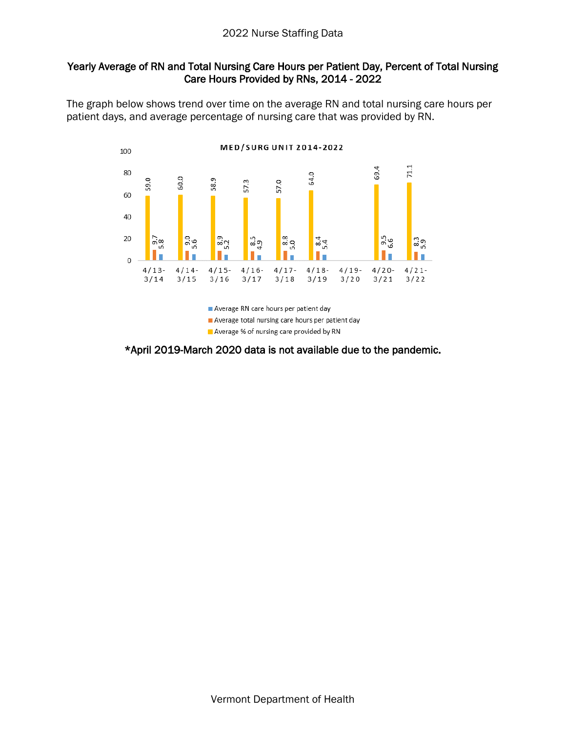2022 Nurse Staffing Data

## Yearly Average of RN and Total Nursing Care Hours per Patient Day, Percent of Total Nursing Care Hours Provided by RNs, 2014 - 2022

The graph below shows trend over time on the average RN and total nursing care hours per patient days, and average percentage of nursing care that was provided by RN.

MED/SURG UNIT 2014-2022

100
80
60
40
20
0

59.0 9.7 5.8
60.0 9.0 5.6
58.9 8.9 5.2
57.3 8.5 4.9
57.0 8.8 5.0
64.0 8.4 5.4
69.4 9.5 6.6
71.1 8.3 5.9

4/13-3/14
4/14-3/15
4/15-3/16
4/16-3/17
4/17-3/18
4/18-3/19
4/19-3/20
4/20-3/21
4/21-3/22

Average RN care hours per patient day
Average total nursing care hours per patient day
Average % of nursing care provided by RN

**\*April 2019-March 2020 data is not available due to the pandemic.**

Vermont Department of Health